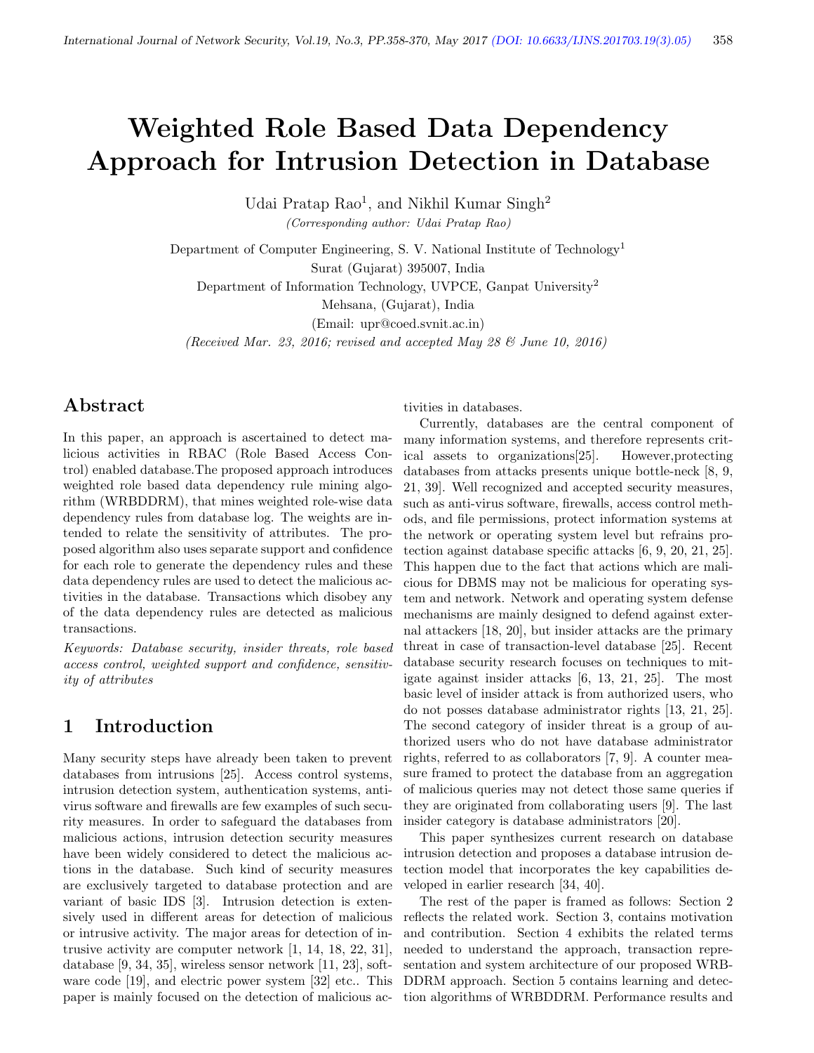# Weighted Role Based Data Dependency Approach for Intrusion Detection in Database

Udai Pratap Rao[1], and Nikhil Kumar Singh[2]

*(Corresponding author: Udai Pratap Rao)*

Department of Computer Engineering, S. V. National Institute of Technology[1]

Surat (Gujarat) 395007, India

Department of Information Technology, UVPCE, Ganpat University[2]

Mehsana, (Gujarat), India

(Email: upr@coed.svnit.ac.in)

*(Received Mar. 23, 2016; revised and accepted May 28 & June 10, 2016)*

## Abstract

In this paper, an approach is ascertained to detect malicious activities in RBAC (Role Based Access Control) enabled database.The proposed approach introduces weighted role based data dependency rule mining algorithm (WRBDDRM), that mines weighted role-wise data dependency rules from database log. The weights are intended to relate the sensitivity of attributes. The proposed algorithm also uses separate support and confidence for each role to generate the dependency rules and these data dependency rules are used to detect the malicious activities in the database. Transactions which disobey any of the data dependency rules are detected as malicious transactions.

*Keywords: Database security, insider threats, role based access control, weighted support and confidence, sensitivity of attributes*

## 1 Introduction

Many security steps have already been taken to prevent databases from intrusions [25]. Access control systems, intrusion detection system, authentication systems, antivirus software and firewalls are few examples of such security measures. In order to safeguard the databases from malicious actions, intrusion detection security measures have been widely considered to detect the malicious actions in the database. Such kind of security measures are exclusively targeted to database protection and are variant of basic IDS [3]. Intrusion detection is extensively used in different areas for detection of malicious or intrusive activity. The major areas for detection of intrusive activity are computer network [1, 14, 18, 22, 31], database [9, 34, 35], wireless sensor network [11, 23], software code [19], and electric power system [32] etc.. This paper is mainly focused on the detection of malicious activities in databases.

Currently, databases are the central component of many information systems, and therefore represents critical assets to organizations[25]. However,protecting databases from attacks presents unique bottle-neck [8, 9, 21, 39]. Well recognized and accepted security measures, such as anti-virus software, firewalls, access control methods, and file permissions, protect information systems at the network or operating system level but refrains protection against database specific attacks [6, 9, 20, 21, 25]. This happen due to the fact that actions which are malicious for DBMS may not be malicious for operating system and network. Network and operating system defense mechanisms are mainly designed to defend against external attackers [18, 20], but insider attacks are the primary threat in case of transaction-level database [25]. Recent database security research focuses on techniques to mitigate against insider attacks [6, 13, 21, 25]. The most basic level of insider attack is from authorized users, who do not posses database administrator rights [13, 21, 25]. The second category of insider threat is a group of authorized users who do not have database administrator rights, referred to as collaborators [7, 9]. A counter measure framed to protect the database from an aggregation of malicious queries may not detect those same queries if they are originated from collaborating users [9]. The last insider category is database administrators [20].

This paper synthesizes current research on database intrusion detection and proposes a database intrusion detection model that incorporates the key capabilities developed in earlier research [34, 40].

The rest of the paper is framed as follows: Section 2 reflects the related work. Section 3, contains motivation and contribution. Section 4 exhibits the related terms needed to understand the approach, transaction representation and system architecture of our proposed WRBDDRM approach. Section 5 contains learning and detection algorithms of WRBDDRM. Performance results and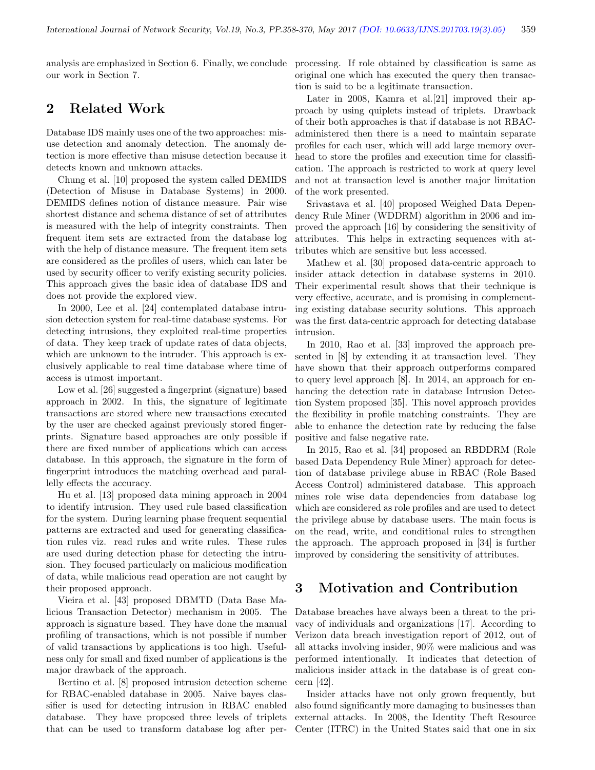analysis are emphasized in Section 6. Finally, we conclude our work in Section 7.

## 2 Related Work

Database IDS mainly uses one of the two approaches: misuse detection and anomaly detection. The anomaly detection is more effective than misuse detection because it detects known and unknown attacks.

Chung et al. [10] proposed the system called DEMIDS (Detection of Misuse in Database Systems) in 2000. DEMIDS defines notion of distance measure. Pair wise shortest distance and schema distance of set of attributes is measured with the help of integrity constraints. Then frequent item sets are extracted from the database log with the help of distance measure. The frequent item sets are considered as the profiles of users, which can later be used by security officer to verify existing security policies. This approach gives the basic idea of database IDS and does not provide the explored view.

In 2000, Lee et al. [24] contemplated database intrusion detection system for real-time database systems. For detecting intrusions, they exploited real-time properties of data. They keep track of update rates of data objects, which are unknown to the intruder. This approach is exclusively applicable to real time database where time of access is utmost important.

Low et al. [26] suggested a fingerprint (signature) based approach in 2002. In this, the signature of legitimate transactions are stored where new transactions executed by the user are checked against previously stored fingerprints. Signature based approaches are only possible if there are fixed number of applications which can access database. In this approach, the signature in the form of fingerprint introduces the matching overhead and parallelly effects the accuracy.

Hu et al. [13] proposed data mining approach in 2004 to identify intrusion. They used rule based classification for the system. During learning phase frequent sequential patterns are extracted and used for generating classification rules viz. read rules and write rules. These rules are used during detection phase for detecting the intrusion. They focused particularly on malicious modification of data, while malicious read operation are not caught by their proposed approach.

Vieira et al. [43] proposed DBMTD (Data Base Malicious Transaction Detector) mechanism in 2005. The approach is signature based. They have done the manual profiling of transactions, which is not possible if number of valid transactions by applications is too high. Usefulness only for small and fixed number of applications is the major drawback of the approach.

Bertino et al. [8] proposed intrusion detection scheme for RBAC-enabled database in 2005. Naive bayes classifier is used for detecting intrusion in RBAC enabled database. They have proposed three levels of triplets that can be used to transform database log after processing. If role obtained by classification is same as original one which has executed the query then transaction is said to be a legitimate transaction.

Later in 2008, Kamra et al.[21] improved their approach by using quiplets instead of triplets. Drawback of their both approaches is that if database is not RBAC-administered then there is a need to maintain separate profiles for each user, which will add large memory overhead to store the profiles and execution time for classification. The approach is restricted to work at query level and not at transaction level is another major limitation of the work presented.

Srivastava et al. [40] proposed Weighed Data Dependency Rule Miner (WDDRM) algorithm in 2006 and improved the approach [16] by considering the sensitivity of attributes. This helps in extracting sequences with attributes which are sensitive but less accessed.

Mathew et al. [30] proposed data-centric approach to insider attack detection in database systems in 2010. Their experimental result shows that their technique is very effective, accurate, and is promising in complementing existing database security solutions. This approach was the first data-centric approach for detecting database intrusion.

In 2010, Rao et al. [33] improved the approach presented in [8] by extending it at transaction level. They have shown that their approach outperforms compared to query level approach [8]. In 2014, an approach for enhancing the detection rate in database Intrusion Detection System proposed [35]. This novel approach provides the flexibility in profile matching constraints. They are able to enhance the detection rate by reducing the false positive and false negative rate.

In 2015, Rao et al. [34] proposed an RBDDRM (Role based Data Dependency Rule Miner) approach for detection of database privilege abuse in RBAC (Role Based Access Control) administered database. This approach mines role wise data dependencies from database log which are considered as role profiles and are used to detect the privilege abuse by database users. The main focus is on the read, write, and conditional rules to strengthen the approach. The approach proposed in [34] is further improved by considering the sensitivity of attributes.

## 3 Motivation and Contribution

Database breaches have always been a threat to the privacy of individuals and organizations [17]. According to Verizon data breach investigation report of 2012, out of all attacks involving insider, 90% were malicious and was performed intentionally. It indicates that detection of malicious insider attack in the database is of great concern [42].

Insider attacks have not only grown frequently, but also found significantly more damaging to businesses than external attacks. In 2008, the Identity Theft Resource Center (ITRC) in the United States said that one in six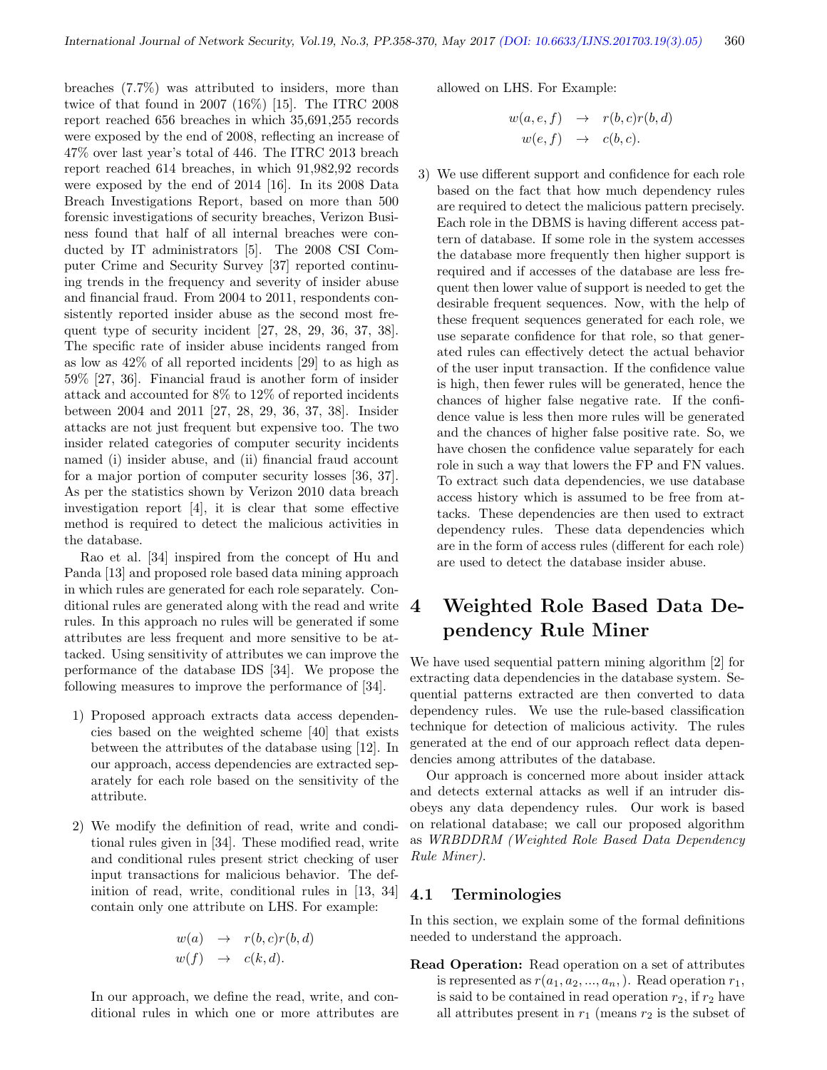breaches (7.7%) was attributed to insiders, more than twice of that found in 2007 (16%) [15]. The ITRC 2008 report reached 656 breaches in which 35,691,255 records were exposed by the end of 2008, reflecting an increase of 47% over last year's total of 446. The ITRC 2013 breach report reached 614 breaches, in which 91,982,92 records were exposed by the end of 2014 [16]. In its 2008 Data Breach Investigations Report, based on more than 500 forensic investigations of security breaches, Verizon Business found that half of all internal breaches were conducted by IT administrators [5]. The 2008 CSI Computer Crime and Security Survey [37] reported continuing trends in the frequency and severity of insider abuse and financial fraud. From 2004 to 2011, respondents consistently reported insider abuse as the second most frequent type of security incident [27, 28, 29, 36, 37, 38]. The specific rate of insider abuse incidents ranged from as low as 42% of all reported incidents [29] to as high as 59% [27, 36]. Financial fraud is another form of insider attack and accounted for 8% to 12% of reported incidents between 2004 and 2011 [27, 28, 29, 36, 37, 38]. Insider attacks are not just frequent but expensive too. The two insider related categories of computer security incidents named (i) insider abuse, and (ii) financial fraud account for a major portion of computer security losses [36, 37]. As per the statistics shown by Verizon 2010 data breach investigation report [4], it is clear that some effective method is required to detect the malicious activities in the database.

Rao et al. [34] inspired from the concept of Hu and Panda [13] and proposed role based data mining approach in which rules are generated for each role separately. Conditional rules are generated along with the read and write rules. In this approach no rules will be generated if some attributes are less frequent and more sensitive to be attacked. Using sensitivity of attributes we can improve the performance of the database IDS [34]. We propose the following measures to improve the performance of [34].

1) Proposed approach extracts data access dependencies based on the weighted scheme [40] that exists between the attributes of the database using [12]. In our approach, access dependencies are extracted separately for each role based on the sensitivity of the attribute.

2) We modify the definition of read, write and conditional rules given in [34]. These modified read, write and conditional rules present strict checking of user input transactions for malicious behavior. The definition of read, write, conditional rules in [13, 34] contain only one attribute on LHS. For example:

$$\begin{aligned} w(a) &\rightarrow r(b,c)r(b,d) \\ w(f) &\rightarrow c(k,d). \end{aligned}$$

In our approach, we define the read, write, and conditional rules in which one or more attributes are allowed on LHS. For Example:

$$\begin{aligned} w(a,e,f) &\rightarrow r(b,c)r(b,d) \\ w(e,f) &\rightarrow c(b,c). \end{aligned}$$

3) We use different support and confidence for each role based on the fact that how much dependency rules are required to detect the malicious pattern precisely. Each role in the DBMS is having different access pattern of database. If some role in the system accesses the database more frequently then higher support is required and if accesses of the database are less frequent then lower value of support is needed to get the desirable frequent sequences. Now, with the help of these frequent sequences generated for each role, we use separate confidence for that role, so that generated rules can effectively detect the actual behavior of the user input transaction. If the confidence value is high, then fewer rules will be generated, hence the chances of higher false negative rate. If the confidence value is less then more rules will be generated and the chances of higher false positive rate. So, we have chosen the confidence value separately for each role in such a way that lowers the FP and FN values. To extract such data dependencies, we use database access history which is assumed to be free from attacks. These dependencies are then used to extract dependency rules. These data dependencies which are in the form of access rules (different for each role) are used to detect the database insider abuse.

# 4 Weighted Role Based Data Dependency Rule Miner

We have used sequential pattern mining algorithm [2] for extracting data dependencies in the database system. Sequential patterns extracted are then converted to data dependency rules. We use the rule-based classification technique for detection of malicious activity. The rules generated at the end of our approach reflect data dependencies among attributes of the database.

Our approach is concerned more about insider attack and detects external attacks as well if an intruder disobeys any data dependency rules. Our work is based on relational database; we call our proposed algorithm as *WRBDDRM (Weighted Role Based Data Dependency Rule Miner)*.

## 4.1 Terminologies

In this section, we explain some of the formal definitions needed to understand the approach.

**Read Operation:** Read operation on a set of attributes is represented as $r(a_1, a_2, ..., a_n,)$. Read operation $r_1$, is said to be contained in read operation $r_2$, if $r_2$ have all attributes present in $r_1$ (means $r_2$ is the subset of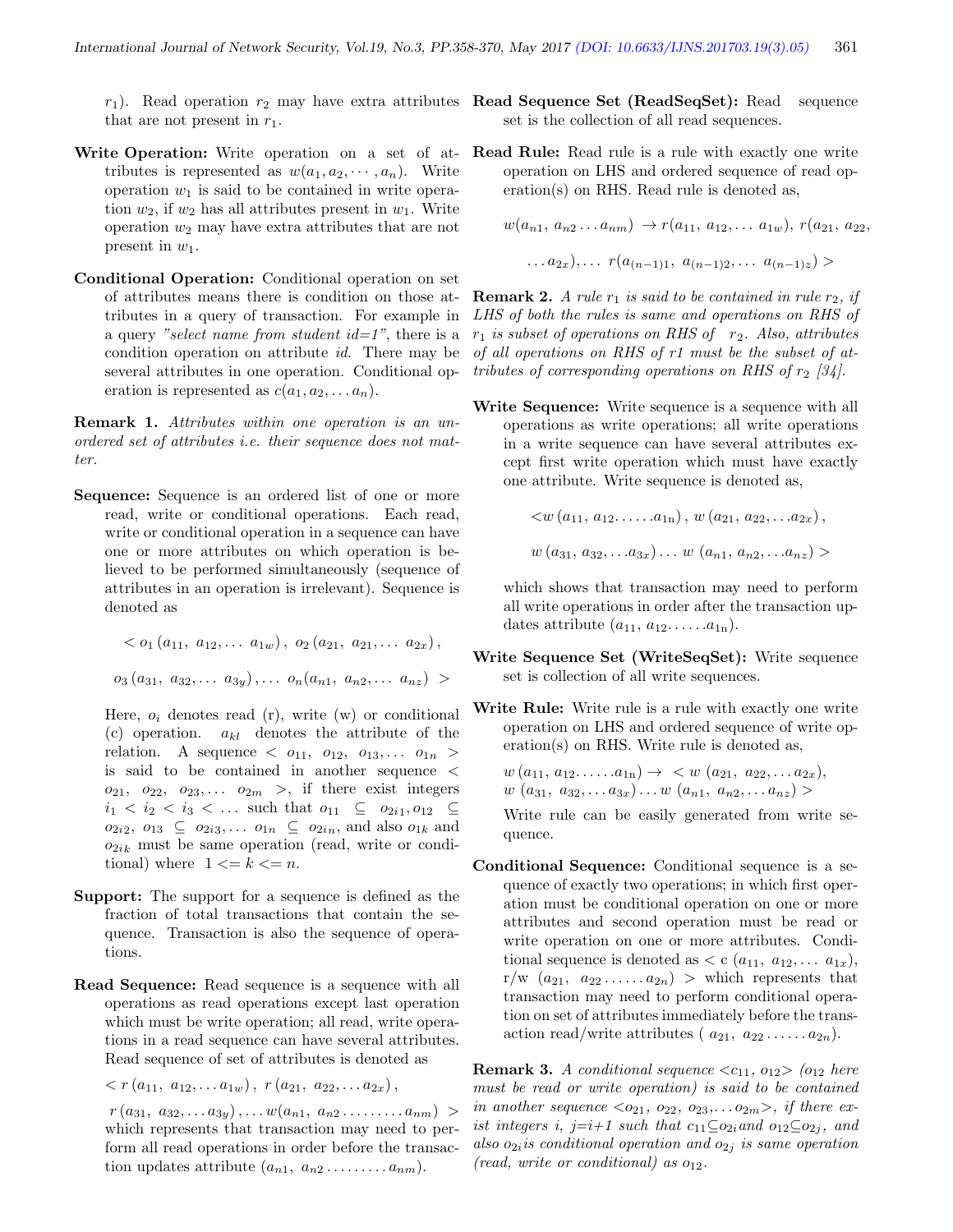$r_1$). Read operation $r_2$ may have extra attributes that are not present in $r_1$.

**Write Operation:** Write operation on a set of attributes is represented as $w(a_1, a_2, \cdots, a_n)$. Write operation $w_1$ is said to be contained in write operation $w_2$, if $w_2$ has all attributes present in $w_1$. Write operation $w_2$ may have extra attributes that are not present in $w_1$.

**Conditional Operation:** Conditional operation on set of attributes means there is condition on those attributes in a query of transaction. For example in a query *"select name from student id=1"*, there is a condition operation on attribute *id*. There may be several attributes in one operation. Conditional operation is represented as $c(a_1, a_2, \ldots a_n)$.

**Remark 1.** *Attributes within one operation is an unordered set of attributes i.e. their sequence does not matter.*

**Sequence:** Sequence is an ordered list of one or more read, write or conditional operations. Each read, write or conditional operation in a sequence can have one or more attributes on which operation is believed to be performed simultaneously (sequence of attributes in an operation is irrelevant). Sequence is denoted as

$$< o_1\left(a_{11},\ a_{12}, \ldots\ a_{1w}\right),\ o_2\left(a_{21},\ a_{21}, \ldots\ a_{2x}\right),$$

$$o_3\left(a_{31},\ a_{32}, \ldots\ a_{3y}\right), \ldots\ o_n(a_{n1},\ a_{n2}, \ldots\ a_{nz})\ >$$

Here, $o_i$ denotes read (r), write (w) or conditional (c) operation. $a_{kl}$ denotes the attribute of the relation. A sequence $<\ o_{11},\ o_{12},\ o_{13}, \ldots\ o_{1n}\ >$ is said to be contained in another sequence $<\ o_{21},\ o_{22},\ o_{23}, \ldots\ o_{2m}\ >$, if there exist integers $i_1 < i_2 < i_3 < \ldots$ such that $o_{11} \subseteq o_{2i_1}, o_{12} \subseteq o_{2i_2},\ o_{13} \subseteq o_{2i_3}, \ldots\ o_{1n} \subseteq o_{2i_n}$, and also $o_{1k}$ and $o_{2ik}$ must be same operation (read, write or conditional) where $1 <= k <= n$.

**Support:** The support for a sequence is defined as the fraction of total transactions that contain the sequence. Transaction is also the sequence of operations.

**Read Sequence:** Read sequence is a sequence with all operations as read operations except last operation which must be write operation; all read, write operations in a read sequence can have several attributes. Read sequence of set of attributes is denoted as

$$< r\left(a_{11},\ a_{12}, \ldots a_{1w}\right),\ r\left(a_{21},\ a_{22}, \ldots a_{2x}\right),$$

$$r\left(a_{31},\ a_{32}, \ldots a_{3y}\right), \ldots w(a_{n1},\ a_{n2} \ldots\ldots\ldots a_{nm})\ >$$

which represents that transaction may need to perform all read operations in order before the transaction updates attribute $(a_{n1},\ a_{n2} \ldots\ldots\ldots a_{nm})$.

**Read Sequence Set (ReadSeqSet):** Read sequence set is the collection of all read sequences.

**Read Rule:** Read rule is a rule with exactly one write operation on LHS and ordered sequence of read operation(s) on RHS. Read rule is denoted as,

$$w(a_{n1},\ a_{n2} \ldots a_{nm}) \rightarrow r(a_{11},\ a_{12}, \ldots\ a_{1w}),\ r(a_{21},\ a_{22},$$

$$\ldots a_{2x}), \ldots\ r(a_{(n-1)1},\ a_{(n-1)2}, \ldots\ a_{(n-1)z}) >$$

**Remark 2.** *A rule $r_1$ is said to be contained in rule $r_2$, if LHS of both the rules is same and operations on RHS of $r_1$ is subset of operations on RHS of $r_2$. Also, attributes of all operations on RHS of r1 must be the subset of attributes of corresponding operations on RHS of $r_2$ [34].*

**Write Sequence:** Write sequence is a sequence with all operations as write operations; all write operations in a write sequence can have several attributes except first write operation which must have exactly one attribute. Write sequence is denoted as,

$$<w\left(a_{11},\ a_{12} \ldots\ldots a_{1n}\right),\ w\left(a_{21},\ a_{22}, \ldots a_{2x}\right),$$

$$w\left(a_{31},\ a_{32}, \ldots a_{3x}\right) \ldots\ w\ \left(a_{n1},\ a_{n2}, \ldots a_{nz}\right) >$$

which shows that transaction may need to perform all write operations in order after the transaction updates attribute $(a_{11},\ a_{12} \ldots\ldots a_{1n})$.

**Write Sequence Set (WriteSeqSet):** Write sequence set is collection of all write sequences.

**Write Rule:** Write rule is a rule with exactly one write operation on LHS and ordered sequence of write operation(s) on RHS. Write rule is denoted as,

$$w\left(a_{11},\ a_{12} \ldots\ldots a_{1n}\right) \rightarrow\ < w\ \left(a_{21},\ a_{22}, \ldots a_{2x}\right),$$
$$w\ \left(a_{31},\ a_{32}, \ldots a_{3x}\right) \ldots w\ \left(a_{n1},\ a_{n2}, \ldots a_{nz}\right) >$$

Write rule can be easily generated from write sequence.

**Conditional Sequence:** Conditional sequence is a sequence of exactly two operations; in which first operation must be conditional operation on one or more attributes and second operation must be read or write operation on one or more attributes. Conditional sequence is denoted as $<$ c $(a_{11},\ a_{12}, \ldots\ a_{1x})$, r/w $(a_{21},\ a_{22} \ldots\ldots a_{2n})$ $>$ which represents that transaction may need to perform conditional operation on set of attributes immediately before the transaction read/write attributes ( $a_{21},\ a_{22} \ldots\ldots a_{2n}$).

**Remark 3.** *A conditional sequence $<c_{11},\ o_{12}>$ ($o_{12}$ here must be read or write operation) is said to be contained in another sequence $<o_{21},\ o_{22},\ o_{23}, \ldots o_{2m}>$, if there exist integers i, j=i+1 such that $c_{11} \subseteq o_{2i}$ and $o_{12} \subseteq o_{2j}$, and also $o_{2i}$ is conditional operation and $o_{2j}$ is same operation (read, write or conditional) as $o_{12}$.*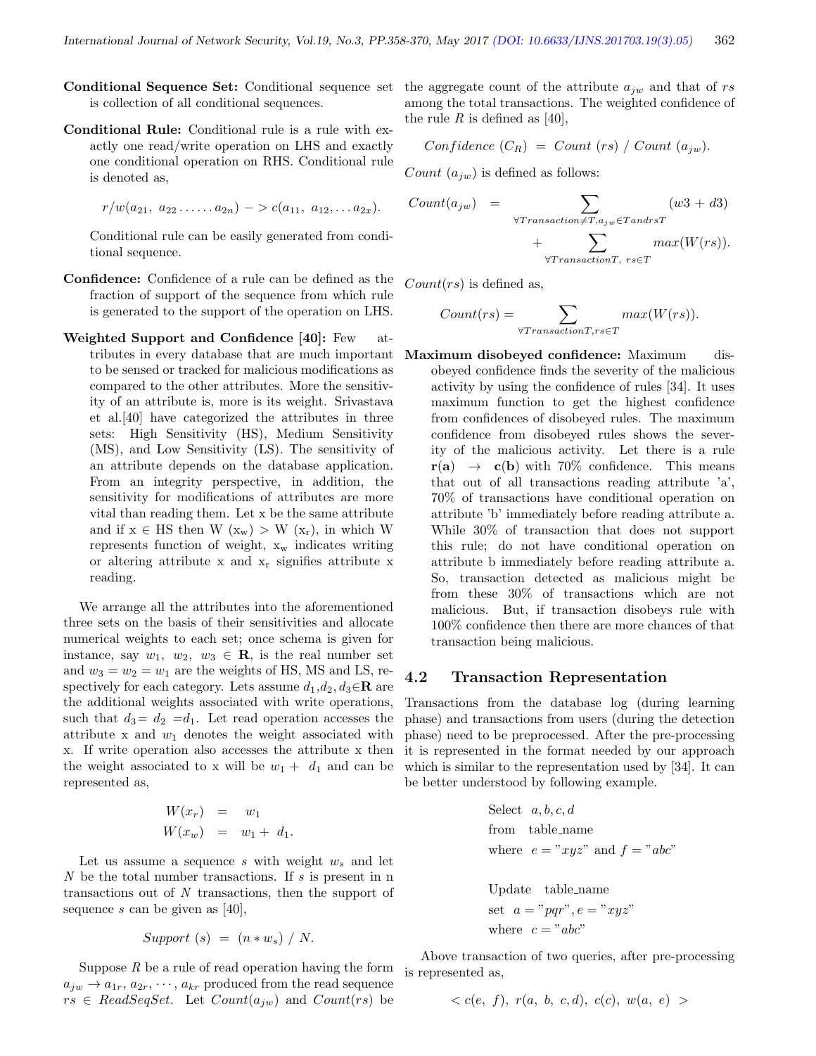**Conditional Sequence Set:** Conditional sequence set is collection of all conditional sequences.

**Conditional Rule:** Conditional rule is a rule with exactly one read/write operation on LHS and exactly one conditional operation on RHS. Conditional rule is denoted as,

$$r/w(a_{21},\ a_{22}\ldots\ldots a_{2n}) -> c(a_{11},\ a_{12},\ldots a_{2x}).$$

Conditional rule can be easily generated from conditional sequence.

**Confidence:** Confidence of a rule can be defined as the fraction of support of the sequence from which rule is generated to the support of the operation on LHS.

**Weighted Support and Confidence [40]:** Few attributes in every database that are much important to be sensed or tracked for malicious modifications as compared to the other attributes. More the sensitivity of an attribute is, more is its weight. Srivastava et al.[40] have categorized the attributes in three sets: High Sensitivity (HS), Medium Sensitivity (MS), and Low Sensitivity (LS). The sensitivity of an attribute depends on the database application. From an integrity perspective, in addition, the sensitivity for modifications of attributes are more vital than reading them. Let x be the same attribute and if x ∈ HS then W ($x_w$) > W ($x_r$), in which W represents function of weight, $x_w$ indicates writing or altering attribute x and $x_r$ signifies attribute x reading.

We arrange all the attributes into the aforementioned three sets on the basis of their sensitivities and allocate numerical weights to each set; once schema is given for instance, say $w_1$, $w_2$, $w_3 \in \mathbf{R}$, is the real number set and $w_3 = w_2 = w_1$ are the weights of HS, MS and LS, respectively for each category. Lets assume $d_1, d_2, d_3 \in \mathbf{R}$ are the additional weights associated with write operations, such that $d_3 = d_2 = d_1$. Let read operation accesses the attribute x and $w_1$ denotes the weight associated with x. If write operation also accesses the attribute x then the weight associated to x will be $w_1 + d_1$ and can be represented as,

$$W(x_r) = w_1$$
$$W(x_w) = w_1 + d_1.$$

Let us assume a sequence $s$ with weight $w_s$ and let $N$ be the total number transactions. If $s$ is present in n transactions out of $N$ transactions, then the support of sequence $s$ can be given as [40],

$$Support\ (s) = (n * w_s)\ /\ N.$$

Suppose $R$ be a rule of read operation having the form $a_{jw} \rightarrow a_{1r}, a_{2r}, \cdots, a_{kr}$ produced from the read sequence $rs \in ReadSeqSet$. Let $Count(a_{jw})$ and $Count(rs)$ be the aggregate count of the attribute $a_{jw}$ and that of $rs$ among the total transactions. The weighted confidence of the rule $R$ is defined as [40],

$$Confidence\ (C_R) = Count\ (rs)\ /\ Count\ (a_{jw}).$$

$Count\ (a_{jw})$ is defined as follows:

$$Count(a_{jw}) = \sum_{\forall Transaction \neq T, a_{jw} \in T and rs T} (w3 + d3) + \sum_{\forall Transaction T,\ rs \in T} max(W(rs)).$$

$Count(rs)$ is defined as,

$$Count(rs) = \sum_{\forall Transaction T, rs \in T} max(W(rs)).$$

**Maximum disobeyed confidence:** Maximum disobeyed confidence finds the severity of the malicious activity by using the confidence of rules [34]. It uses maximum function to get the highest confidence from confidences of disobeyed rules. The maximum confidence from disobeyed rules shows the severity of the malicious activity. Let there is a rule **r(a)** → **c(b)** with 70% confidence. This means that out of all transactions reading attribute 'a', 70% of transactions have conditional operation on attribute 'b' immediately before reading attribute a. While 30% of transaction that does not support this rule; do not have conditional operation on attribute b immediately before reading attribute a. So, transaction detected as malicious might be from these 30% of transactions which are not malicious. But, if transaction disobeys rule with 100% confidence then there are more chances of that transaction being malicious.

## 4.2 Transaction Representation

Transactions from the database log (during learning phase) and transactions from users (during the detection phase) need to be preprocessed. After the pre-processing it is represented in the format needed by our approach which is similar to the representation used by [34]. It can be better understood by following example.

```
Select a, b, c, d
from   table_name
where  e = "xyz" and f = "abc"

Update  table_name
set  a = "pqr", e = "xyz"
where  c = "abc"
```

Above transaction of two queries, after pre-processing is represented as,

$$< c(e,\ f),\ r(a,\ b,\ c, d),\ c(c),\ w(a,\ e)\ >$$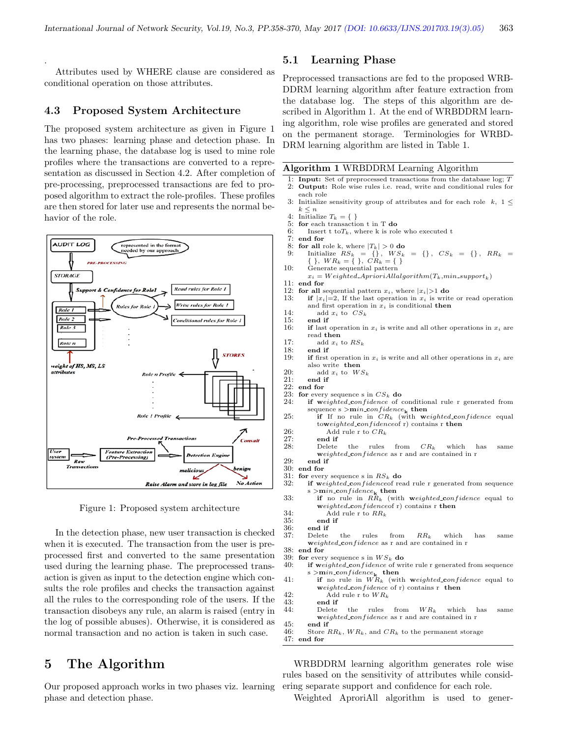.

Attributes used by WHERE clause are considered as conditional operation on those attributes.

### 4.3 Proposed System Architecture

The proposed system architecture as given in Figure 1 has two phases: learning phase and detection phase. In the learning phase, the database log is used to mine role profiles where the transactions are converted to a representation as discussed in Section 4.2. After completion of pre-processing, preprocessed transactions are fed to proposed algorithm to extract the role-profiles. These profiles are then stored for later use and represents the normal behavior of the role.

Figure 1: Proposed system architecture

In the detection phase, new user transaction is checked when it is executed. The transaction from the user is preprocessed first and converted to the same presentation used during the learning phase. The preprocessed transaction is given as input to the detection engine which consults the role profiles and checks the transaction against all the rules to the corresponding role of the users. If the transaction disobeys any rule, an alarm is raised (entry in the log of possible abuses). Otherwise, it is considered as normal transaction and no action is taken in such case.

## 5 The Algorithm

Our proposed approach works in two phases viz. learning phase and detection phase.

### 5.1 Learning Phase

Preprocessed transactions are fed to the proposed WRBDDRM learning algorithm after feature extraction from the database log. The steps of this algorithm are described in Algorithm 1. At the end of WRBDDRM learning algorithm, role wise profiles are generated and stored on the permanent storage. Terminologies for WRBDDRM learning algorithm are listed in Table 1.

**Algorithm 1** WRBDDRM Learning Algorithm

1: **Input:** Set of preprocessed transactions from the database log; $T$
2: **Output:** Role wise rules i.e. read, write and conditional rules for each role
3: Initialize sensitivity group of attributes and for each role $k$, $1 \leq k \leq n$
4: Initialize $T_k = \{\ \}$
5: **for** each transaction t in T **do**
6: Insert t to $T_k$, where k is role who executed t
7: **end for**
8: **for all** role k, where $|T_k| > 0$ **do**
9: Initialize $RS_k = \{\}$, $WS_k = \{\}$, $CS_k = \{\}$, $RR_k = \{\ \}$, $WR_k = \{\ \}$, $CR_k = \{\ \}$
10: Generate sequential pattern $x_i = Weighted\_AprioriAllalgorithm(T_k, min\_support_k)$
11: **end for**
12: **for all** sequential pattern $x_i$, where $|x_i|>1$ **do**
13: **if** $|x_i|$=2, If the last operation in $x_i$ is write or read operation and first operation in $x_i$ is conditional **then**
14: add $x_i$ to $CS_k$
15: **end if**
16: **if** last operation in $x_i$ is write and all other operations in $x_i$ are read **then**
17: add $x_i$ to $RS_k$
18: **end if**
19: **if** first operation in $x_i$ is write and all other operations in $x_i$ are also write **then**
20: add $x_i$ to $WS_k$
21: **end if**
22: **end for**
23: **for** every sequence s in $CS_k$ **do**
24: **if** **weighted_**confidence of conditional rule r generated from sequence s >**min_**$confidence_{\mathbf{k}}$ **then**
25: **if** If no rule in $CR_k$ (with **weighted_**confidence equal to weighted_confidence of r) contains r **then**
26: Add rule r to $CR_k$
27: **end if**
28: Delete the rules from $CR_k$ which has same weighted_confidence as r and are contained in r
29: **end if**
30: **end for**
31: **for** every sequence s in $RS_k$ **do**
32: **if** **weighted_**confidence of read rule r generated from sequence s >**min_**$confidence_{\mathbf{k}}$ **then**
33: **if** no rule in $RR_k$ (with **weighted_**confidence equal to weighted_confidence of r) contains r **then**
34: Add rule r to $RR_k$
35: **end if**
36: **end if**
37: Delete the rules from $RR_k$ which has same weighted_confidence as r and are contained in r
38: **end for**
39: **for** every sequence s in $WS_k$ **do**
40: **if** **weighted_**confidence of write rule r generated from sequence s >**min_**$confidence_{\mathbf{k}}$ **then**
41: **if** no rule in $WR_k$ (with **weighted_**confidence equal to weighted_confidence of r) contains r **then**
42: Add rule r to $WR_k$
43: **end if**
44: Delete the rules from $WR_k$ which has same weighted_confidence as r and are contained in r
45: **end if**
46: Store $RR_k$, $WR_k$, and $CR_k$ to the permanent storage
47: **end for**

WRBDDRM learning algorithm generates role wise rules based on the sensitivity of attributes while considering separate support and confidence for each role.

Weighted AproriAll algorithm is used to gener-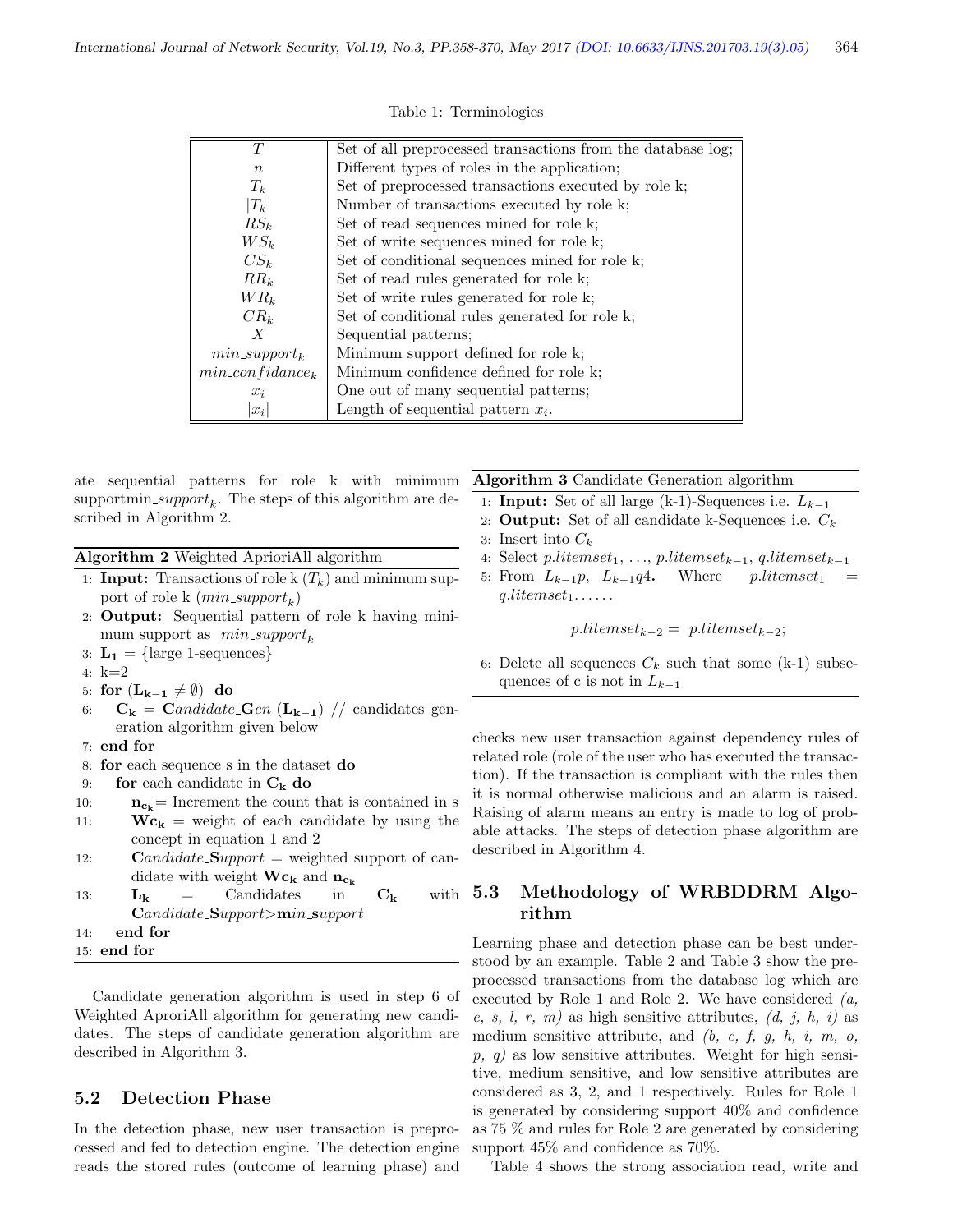Table 1: Terminologies

| | |
|---|---|
| $T$ | Set of all preprocessed transactions from the database log; |
| $n$ | Different types of roles in the application; |
| $T_k$ | Set of preprocessed transactions executed by role k; |
| $\|T_k\|$ | Number of transactions executed by role k; |
| $RS_k$ | Set of read sequences mined for role k; |
| $WS_k$ | Set of write sequences mined for role k; |
| $CS_k$ | Set of conditional sequences mined for role k; |
| $RR_k$ | Set of read rules generated for role k; |
| $WR_k$ | Set of write rules generated for role k; |
| $CR_k$ | Set of conditional rules generated for role k; |
| $X$ | Sequential patterns; |
| $min\_support_k$ | Minimum support defined for role k; |
| $min\_confidance_k$ | Minimum confidence defined for role k; |
| $x_i$ | One out of many sequential patterns; |
| $\|x_i\|$ | Length of sequential pattern $x_i$. |

ate sequential patterns for role k with minimum supportmin_$support_k$. The steps of this algorithm are described in Algorithm 2.

**Algorithm 2** Weighted AprioriAll algorithm

1: **Input:** Transactions of role k ($T_k$) and minimum support of role k ($min\_support_k$)
2: **Output:** Sequential pattern of role k having minimum support as $min\_support_k$
3: $\mathbf{L_1}$ = {large 1-sequences}
4: k=2
5: **for** ($\mathbf{L_{k-1}} \neq \emptyset$) **do**
6: $\quad\mathbf{C_k}$ = **C***andidate*_**G***en* ($\mathbf{L_{k-1}}$) // candidates generation algorithm given below
7: **end for**
8: **for** each sequence s in the dataset **do**
9: $\quad$**for** each candidate in $\mathbf{C_k}$ **do**
10: $\quad\quad\mathbf{n_{c_k}}$= Increment the count that is contained in s
11: $\quad\quad\mathbf{Wc_k}$ = weight of each candidate by using the concept in equation 1 and 2
12: $\quad\quad$**C***andidate*_**S***upport* = weighted support of candidate with weight $\mathbf{Wc_k}$ and $\mathbf{n_{c_k}}$
13: $\quad\quad\mathbf{L_k}$ = Candidates in $\mathbf{C_k}$ with **C***andidate*_**S***upport*>**m***in*_*support*
14: $\quad$**end for**
15: **end for**

Candidate generation algorithm is used in step 6 of Weighted ApproriAll algorithm for generating new candidates. The steps of candidate generation algorithm are described in Algorithm 3.

**Algorithm 3** Candidate Generation algorithm

1: **Input:** Set of all large (k-1)-Sequences i.e. $L_{k-1}$
2: **Output:** Set of all candidate k-Sequences i.e. $C_k$
3: Insert into $C_k$
4: Select $p.litemset_1$, ..., $p.litemset_{k-1}$, $q.litemset_{k-1}$
5: From $L_{k-1}p$, $L_{k-1}q4$. Where $p.litemset_1$ = $q.litemset_1$......

$$p.litemset_{k-2} = p.litemset_{k-2};$$

6: Delete all sequences $C_k$ such that some (k-1) subsequences of c is not in $L_{k-1}$

## 5.2 Detection Phase

In the detection phase, new user transaction is preprocessed and fed to detection engine. The detection engine reads the stored rules (outcome of learning phase) and checks new user transaction against dependency rules of related role (role of the user who has executed the transaction). If the transaction is compliant with the rules then it is normal otherwise malicious and an alarm is raised. Raising of alarm means an entry is made to log of probable attacks. The steps of detection phase algorithm are described in Algorithm 4.

## 5.3 Methodology of WRBDDRM Algorithm

Learning phase and detection phase can be best understood by an example. Table 2 and Table 3 show the preprocessed transactions from the database log which are executed by Role 1 and Role 2. We have considered *(a, e, s, l, r, m)* as high sensitive attributes, *(d, j, h, i)* as medium sensitive attribute, and *(b, c, f, g, h, i, m, o, p, q)* as low sensitive attributes. Weight for high sensitive, medium sensitive, and low sensitive attributes are considered as 3, 2, and 1 respectively. Rules for Role 1 is generated by considering support 40% and confidence as 75 % and rules for Role 2 are generated by considering support 45% and confidence as 70%.

Table 4 shows the strong association read, write and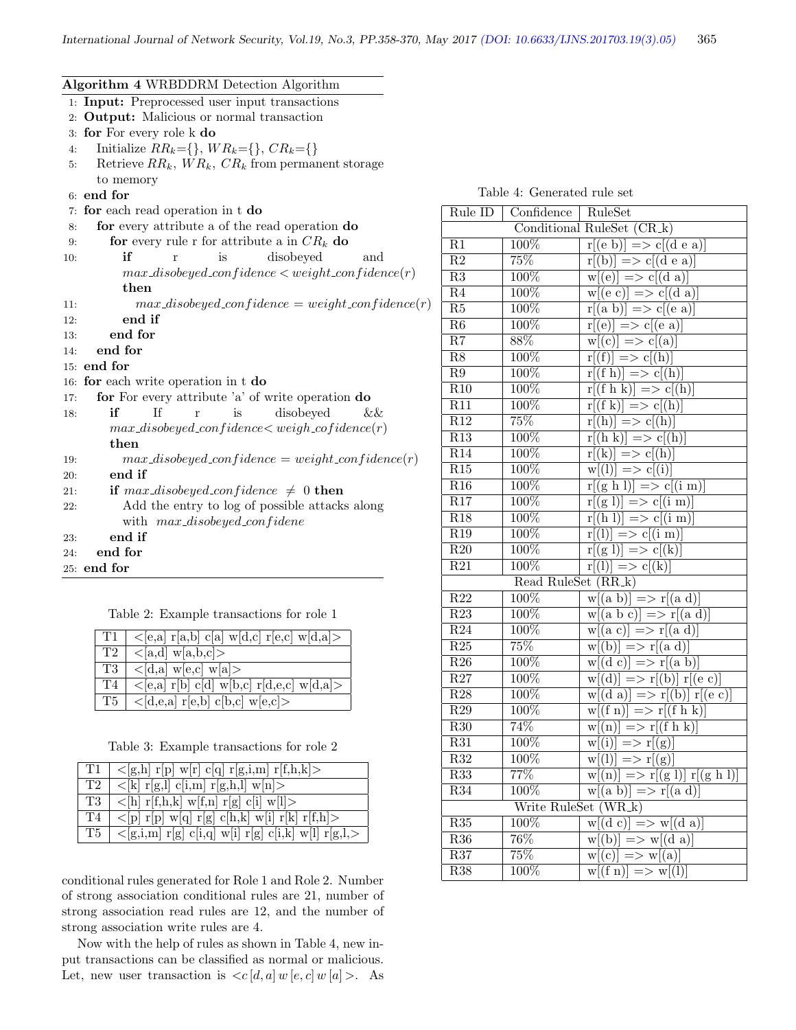**Algorithm 4** WRBDDRM Detection Algorithm

```
1:  Input: Preprocessed user input transactions
2:  Output: Malicious or normal transaction
3:  for For every role k do
4:      Initialize RR_k={}, WR_k={}, CR_k={}
5:      Retrieve RR_k, WR_k, CR_k from permanent storage
        to memory
6:  end for
7:  for each read operation in t do
8:      for every attribute a of the read operation do
9:          for every rule r for attribute a in CR_k do
10:             if r is disobeyed and
                max_disobeyed_confidence < weight_confidence(r)
                then
11:                 max_disobeyed_confidence = weight_confidence(r)
12:             end if
13:         end for
14:     end for
15: end for
16: for each write operation in t do
17:     for For every attribute 'a' of write operation do
18:         if If r is disobeyed &&
            max_disobeyed_confidence< weigh_cofidence(r)
            then
19:             max_disobeyed_confidence = weight_confidence(r)
20:         end if
21:         if max_disobeyed_confidence ≠ 0 then
22:             Add the entry to log of possible attacks along
                with max_disobeyed_confidene
23:         end if
24:     end for
25: end for
```

Table 2: Example transactions for role 1

| | |
|---|---|
| T1 | <[e,a] r[a,b] c[a] w[d,c] r[e,c] w[d,a]> |
| T2 | <[a,d] w[a,b,c]> |
| T3 | <[d,a] w[e,c] w[a]> |
| T4 | <[e,a] r[b] c[d] w[b,c] r[d,e,c] w[d,a]> |
| T5 | <[d,e,a] r[e,b] c[b,c] w[e,c]> |

Table 3: Example transactions for role 2

| | |
|---|---|
| T1 | <[g,h] r[p] w[r] c[q] r[g,i,m] r[f,h,k]> |
| T2 | <[k] r[g,l] c[i,m] r[g,h,l] w[n]> |
| T3 | <[h] r[f,h,k] w[f,n] r[g] c[i] w[l]> |
| T4 | <[p] r[p] w[q] r[g] c[h,k] w[i] r[k] r[f,h]> |
| T5 | <[g,i,m] r[g] c[i,q] w[i] r[g] c[i,k] w[l] r[g,l,> |

conditional rules generated for Role 1 and Role 2. Number of strong association conditional rules are 21, number of strong association read rules are 12, and the number of strong association write rules are 4.

Now with the help of rules as shown in Table 4, new input transactions can be classified as normal or malicious. Let, new user transaction is $<c[d,a]\,w[e,c]\,w[a]>$. As

Table 4: Generated rule set

| Rule ID | Confidence | RuleSet |
|---|---|---|
| | Conditional RuleSet (CR_k) | |
| R1 | 100% | r[(e b)] => c[(d e a)] |
| R2 | 75% | r[(b)] => c[(d e a)] |
| R3 | 100% | w[(e)] => c[(d a)] |
| R4 | 100% | w[(e c)] => c[(d a)] |
| R5 | 100% | r[(a b)] => c[(e a)] |
| R6 | 100% | r[(e)] => c[(e a)] |
| R7 | 88% | w[(c)] => c[(a)] |
| R8 | 100% | r[(f)] => c[(h)] |
| R9 | 100% | r[(f h)] => c[(h)] |
| R10 | 100% | r[(f h k)] => c[(h)] |
| R11 | 100% | r[(f k)] => c[(h)] |
| R12 | 75% | r[(h)] => c[(h)] |
| R13 | 100% | r[(h k)] => c[(h)] |
| R14 | 100% | r[(k)] => c[(h)] |
| R15 | 100% | w[(l)] => c[(i)] |
| R16 | 100% | r[(g h l)] => c[(i m)] |
| R17 | 100% | r[(g l)] => c[(i m)] |
| R18 | 100% | r[(h l)] => c[(i m)] |
| R19 | 100% | r[(l)] => c[(i m)] |
| R20 | 100% | r[(g l)] => c[(k)] |
| R21 | 100% | r[(l)] => c[(k)] |
| | Read RuleSet (RR_k) | |
| R22 | 100% | w[(a b)] => r[(a d)] |
| R23 | 100% | w[(a b c)] => r[(a d)] |
| R24 | 100% | w[(a c)] => r[(a d)] |
| R25 | 75% | w[(b)] => r[(a d)] |
| R26 | 100% | w[(d c)] => r[(a b)] |
| R27 | 100% | w[(d)] => r[(b)] r[(e c)] |
| R28 | 100% | w[(d a)] => r[(b)] r[(e c)] |
| R29 | 100% | w[(f n)] => r[(f h k)] |
| R30 | 74% | w[(n)] => r[(f h k)] |
| R31 | 100% | w[(i)] => r[(g)] |
| R32 | 100% | w[(l)] => r[(g)] |
| R33 | 77% | w[(n)] => r[(g l)] r[(g h l)] |
| R34 | 100% | w[(a b)] => r[(a d)] |
| | Write RuleSet (WR_k) | |
| R35 | 100% | w[(d c)] => w[(d a)] |
| R36 | 76% | w[(b)] => w[(d a)] |
| R37 | 75% | w[(c)] => w[(a)] |
| R38 | 100% | w[(f n)] => w[(l)] |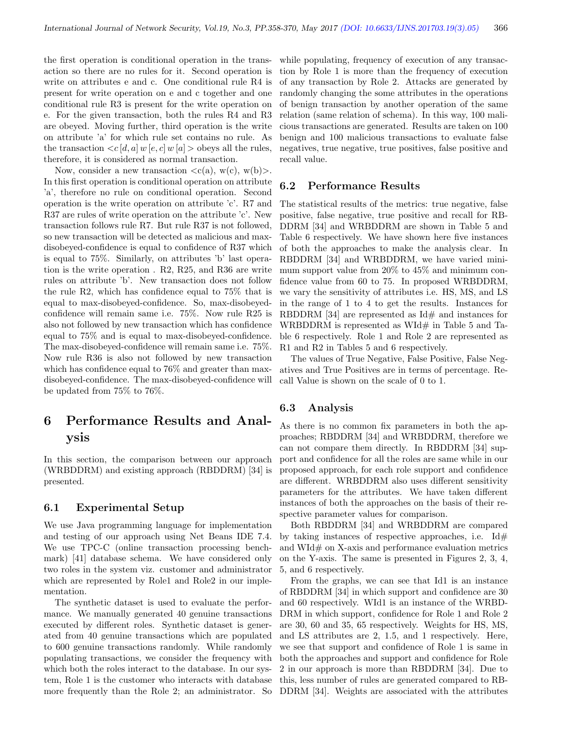the first operation is conditional operation in the transaction so there are no rules for it. Second operation is write on attributes e and c. One conditional rule R4 is present for write operation on e and c together and one conditional rule R3 is present for the write operation on e. For the given transaction, both the rules R4 and R3 are obeyed. Moving further, third operation is the write on attribute 'a' for which rule set contains no rule. As the transaction $<c\,[d,a]\,w\,[e,c]\,w\,[a]>$ obeys all the rules, therefore, it is considered as normal transaction.

Now, consider a new transaction <c(a), w(c), w(b)>. In this first operation is conditional operation on attribute 'a', therefore no rule on conditional operation. Second operation is the write operation on attribute 'c'. R7 and R37 are rules of write operation on the attribute 'c'. New transaction follows rule R7. But rule R37 is not followed, so new transaction will be detected as malicious and max-disobeyed-confidence is equal to confidence of R37 which is equal to 75%. Similarly, on attributes 'b' last operation is the write operation . R2, R25, and R36 are write rules on attribute 'b'. New transaction does not follow the rule R2, which has confidence equal to 75% that is equal to max-disobeyed-confidence. So, max-disobeyed-confidence will remain same i.e. 75%. Now rule R25 is also not followed by new transaction which has confidence equal to 75% and is equal to max-disobeyed-confidence. The max-disobeyed-confidence will remain same i.e. 75%. Now rule R36 is also not followed by new transaction which has confidence equal to 76% and greater than max-disobeyed-confidence. The max-disobeyed-confidence will be updated from 75% to 76%.

# 6 Performance Results and Analysis

In this section, the comparison between our approach (WRBDDRM) and existing approach (RBDDRM) [34] is presented.

## 6.1 Experimental Setup

We use Java programming language for implementation and testing of our approach using Net Beans IDE 7.4. We use TPC-C (online transaction processing benchmark) [41] database schema. We have considered only two roles in the system viz. customer and administrator which are represented by Role1 and Role2 in our implementation.

The synthetic dataset is used to evaluate the performance. We manually generated 40 genuine transactions executed by different roles. Synthetic dataset is generated from 40 genuine transactions which are populated to 600 genuine transactions randomly. While randomly populating transactions, we consider the frequency with which both the roles interact to the database. In our system, Role 1 is the customer who interacts with database more frequently than the Role 2; an administrator. So while populating, frequency of execution of any transaction by Role 1 is more than the frequency of execution of any transaction by Role 2. Attacks are generated by randomly changing the some attributes in the operations of benign transaction by another operation of the same relation (same relation of schema). In this way, 100 malicious transactions are generated. Results are taken on 100 benign and 100 malicious transactions to evaluate false negatives, true negative, true positives, false positive and recall value.

## 6.2 Performance Results

The statistical results of the metrics: true negative, false positive, false negative, true positive and recall for RBDDRM [34] and WRBDDRM are shown in Table 5 and Table 6 respectively. We have shown here five instances of both the approaches to make the analysis clear. In RBDDRM [34] and WRBDDRM, we have varied minimum support value from 20% to 45% and minimum confidence value from 60 to 75. In proposed WRBDDRM, we vary the sensitivity of attributes i.e. HS, MS, and LS in the range of 1 to 4 to get the results. Instances for RBDDRM [34] are represented as Id# and instances for WRBDDRM is represented as WId# in Table 5 and Table 6 respectively. Role 1 and Role 2 are represented as R1 and R2 in Tables 5 and 6 respectively.

The values of True Negative, False Positive, False Negatives and True Positives are in terms of percentage. Recall Value is shown on the scale of 0 to 1.

## 6.3 Analysis

As there is no common fix parameters in both the approaches; RBDDRM [34] and WRBDDRM, therefore we can not compare them directly. In RBDDRM [34] support and confidence for all the roles are same while in our proposed approach, for each role support and confidence are different. WRBDDRM also uses different sensitivity parameters for the attributes. We have taken different instances of both the approaches on the basis of their respective parameter values for comparison.

Both RBDDRM [34] and WRBDDRM are compared by taking instances of respective approaches, i.e. Id# and WId# on X-axis and performance evaluation metrics on the Y-axis. The same is presented in Figures 2, 3, 4, 5, and 6 respectively.

From the graphs, we can see that Id1 is an instance of RBDDRM [34] in which support and confidence are 30 and 60 respectively. WId1 is an instance of the WRBDDRM in which support, confidence for Role 1 and Role 2 are 30, 60 and 35, 65 respectively. Weights for HS, MS, and LS attributes are 2, 1.5, and 1 respectively. Here, we see that support and confidence of Role 1 is same in both the approaches and support and confidence for Role 2 in our approach is more than RBDDRM [34]. Due to this, less number of rules are generated compared to RBDDRM [34]. Weights are associated with the attributes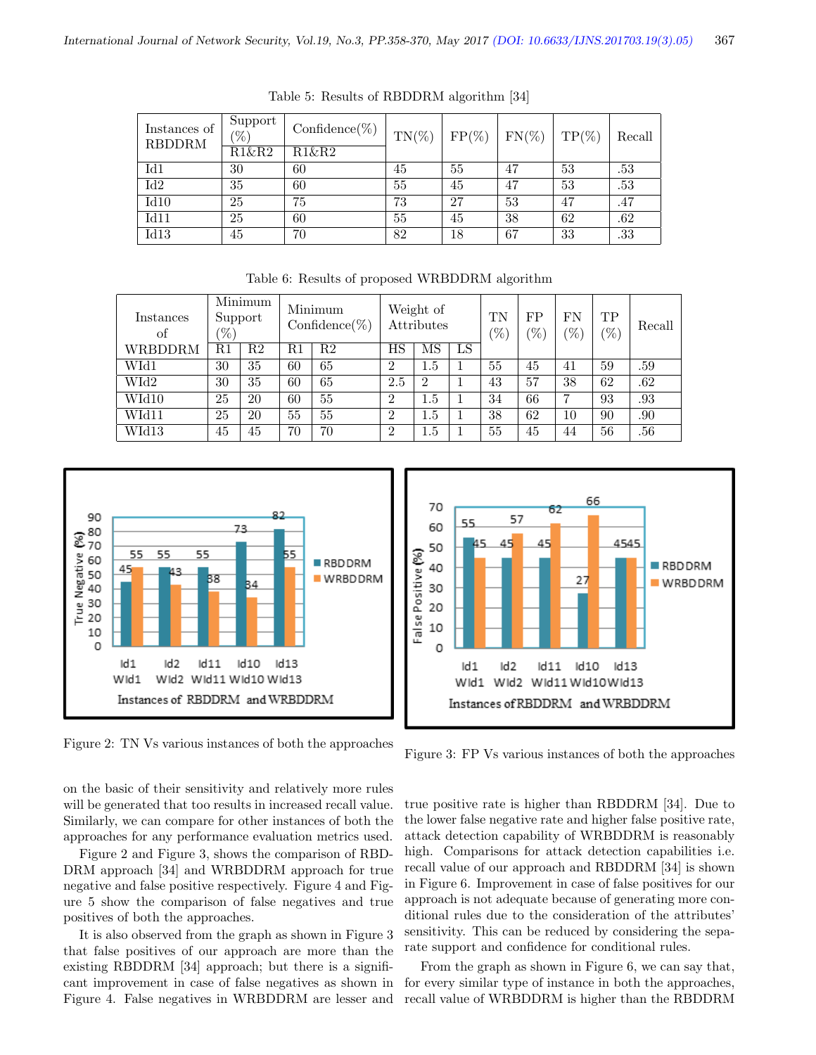Table 5: Results of RBDDRM algorithm [34]

| Instances of RBDDRM | Support (%) | Confidence(%) | TN(%) | FP(%) | FN(%) | TP(%) | Recall |
|---|---|---|---|---|---|---|---|
| | R1&R2 | R1&R2 | | | | | |
| Id1 | 30 | 60 | 45 | 55 | 47 | 53 | .53 |
| Id2 | 35 | 60 | 55 | 45 | 47 | 53 | .53 |
| Id10 | 25 | 75 | 73 | 27 | 53 | 47 | .47 |
| Id11 | 25 | 60 | 55 | 45 | 38 | 62 | .62 |
| Id13 | 45 | 70 | 82 | 18 | 67 | 33 | .33 |

Table 6: Results of proposed WRBDDRM algorithm

| Instances of WRBDDRM | Minimum Support (%) | | Minimum Confidence(%) | | Weight of Attributes | | | TN (%) | FP (%) | FN (%) | TP (%) | Recall |
|---|---|---|---|---|---|---|---|---|---|---|---|---|
| | R1 | R2 | R1 | R2 | HS | MS | LS | | | | | |
| WId1 | 30 | 35 | 60 | 65 | 2 | 1.5 | 1 | 55 | 45 | 41 | 59 | .59 |
| WId2 | 30 | 35 | 60 | 65 | 2.5 | 2 | 1 | 43 | 57 | 38 | 62 | .62 |
| WId10 | 25 | 20 | 60 | 55 | 2 | 1.5 | 1 | 34 | 66 | 7 | 93 | .93 |
| WId11 | 25 | 20 | 55 | 55 | 2 | 1.5 | 1 | 38 | 62 | 10 | 90 | .90 |
| WId13 | 45 | 45 | 70 | 70 | 2 | 1.5 | 1 | 55 | 45 | 44 | 56 | .56 |

Figure 2: TN Vs various instances of both the approaches

Figure 3: FP Vs various instances of both the approaches

on the basic of their sensitivity and relatively more rules will be generated that too results in increased recall value. Similarly, we can compare for other instances of both the approaches for any performance evaluation metrics used.

Figure 2 and Figure 3, shows the comparison of RBDDRM approach [34] and WRBDDRM approach for true negative and false positive respectively. Figure 4 and Figure 5 show the comparison of false negatives and true positives of both the approaches.

It is also observed from the graph as shown in Figure 3 that false positives of our approach are more than the existing RBDDRM [34] approach; but there is a significant improvement in case of false negatives as shown in Figure 4. False negatives in WRBDDRM are lesser and true positive rate is higher than RBDDRM [34]. Due to the lower false negative rate and higher false positive rate, attack detection capability of WRBDDRM is reasonably high. Comparisons for attack detection capabilities i.e. recall value of our approach and RBDDRM [34] is shown in Figure 6. Improvement in case of false positives for our approach is not adequate because of generating more conditional rules due to the consideration of the attributes' sensitivity. This can be reduced by considering the separate support and confidence for conditional rules.

From the graph as shown in Figure 6, we can say that, for every similar type of instance in both the approaches, recall value of WRBDDRM is higher than the RBDDRM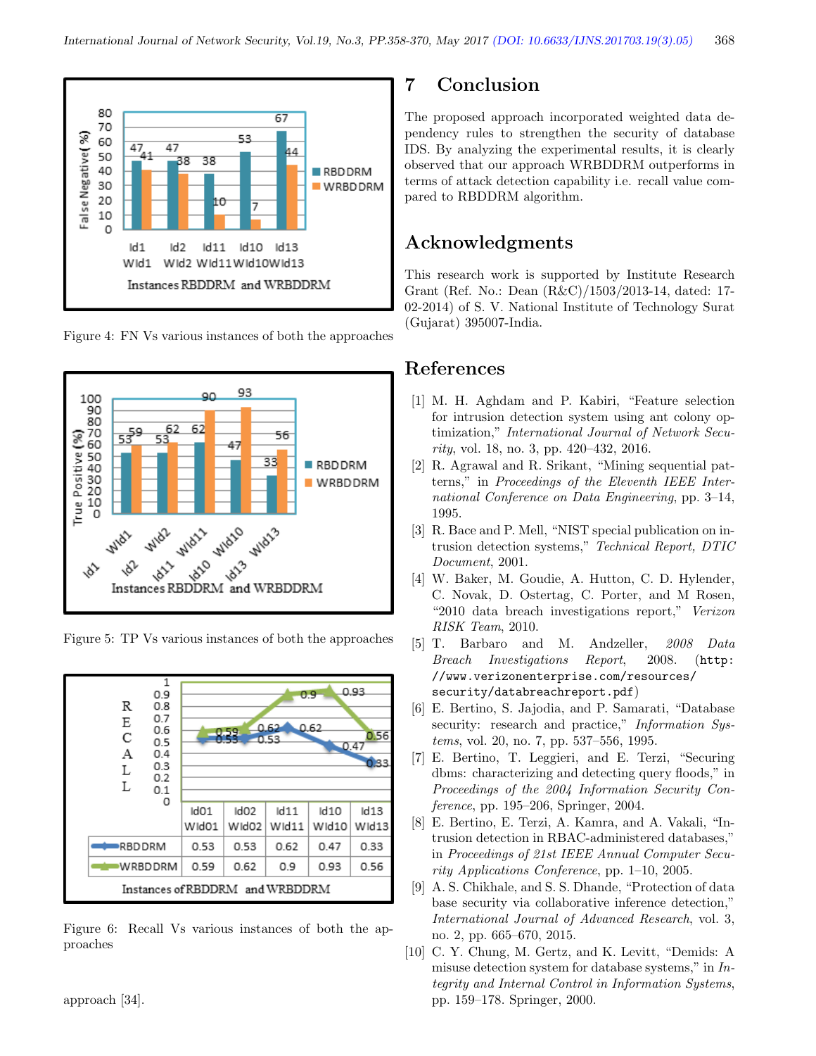Figure 4: FN Vs various instances of both the approaches

Figure 5: TP Vs various instances of both the approaches

| | Id01 WId01 | Id02 WId02 | Id11 WId11 | Id10 WId10 | Id13 WId13 |
|---|---|---|---|---|---|
| RBDDRM | 0.53 | 0.53 | 0.62 | 0.47 | 0.33 |
| WRBDDRM | 0.59 | 0.62 | 0.9 | 0.93 | 0.56 |

Figure 6: Recall Vs various instances of both the approaches

approach [34].

## 7 Conclusion

The proposed approach incorporated weighted data dependency rules to strengthen the security of database IDS. By analyzing the experimental results, it is clearly observed that our approach WRBDDRM outperforms in terms of attack detection capability i.e. recall value compared to RBDDRM algorithm.

## Acknowledgments

This research work is supported by Institute Research Grant (Ref. No.: Dean (R&C)/1503/2013-14, dated: 17-02-2014) of S. V. National Institute of Technology Surat (Gujarat) 395007-India.

## References

[1] M. H. Aghdam and P. Kabiri, "Feature selection for intrusion detection system using ant colony optimization," *International Journal of Network Security*, vol. 18, no. 3, pp. 420–432, 2016.

[2] R. Agrawal and R. Srikant, "Mining sequential patterns," in *Proceedings of the Eleventh IEEE International Conference on Data Engineering*, pp. 3–14, 1995.

[3] R. Bace and P. Mell, "NIST special publication on intrusion detection systems," *Technical Report, DTIC Document*, 2001.

[4] W. Baker, M. Goudie, A. Hutton, C. D. Hylender, C. Novak, D. Ostertag, C. Porter, and M Rosen, "2010 data breach investigations report," *Verizon RISK Team*, 2010.

[5] T. Barbaro and M. Andzeller, *2008 Data Breach Investigations Report*, 2008. (`http://www.verizonenterprise.com/resources/security/databreachreport.pdf`)

[6] E. Bertino, S. Jajodia, and P. Samarati, "Database security: research and practice," *Information Systems*, vol. 20, no. 7, pp. 537–556, 1995.

[7] E. Bertino, T. Leggieri, and E. Terzi, "Securing dbms: characterizing and detecting query floods," in *Proceedings of the 2004 Information Security Conference*, pp. 195–206, Springer, 2004.

[8] E. Bertino, E. Terzi, A. Kamra, and A. Vakali, "Intrusion detection in RBAC-administered databases," in *Proceedings of 21st IEEE Annual Computer Security Applications Conference*, pp. 1–10, 2005.

[9] A. S. Chikhale, and S. S. Dhande, "Protection of data base security via collaborative inference detection," *International Journal of Advanced Research*, vol. 3, no. 2, pp. 665–670, 2015.

[10] C. Y. Chung, M. Gertz, and K. Levitt, "Demids: A misuse detection system for database systems," in *Integrity and Internal Control in Information Systems*, pp. 159–178. Springer, 2000.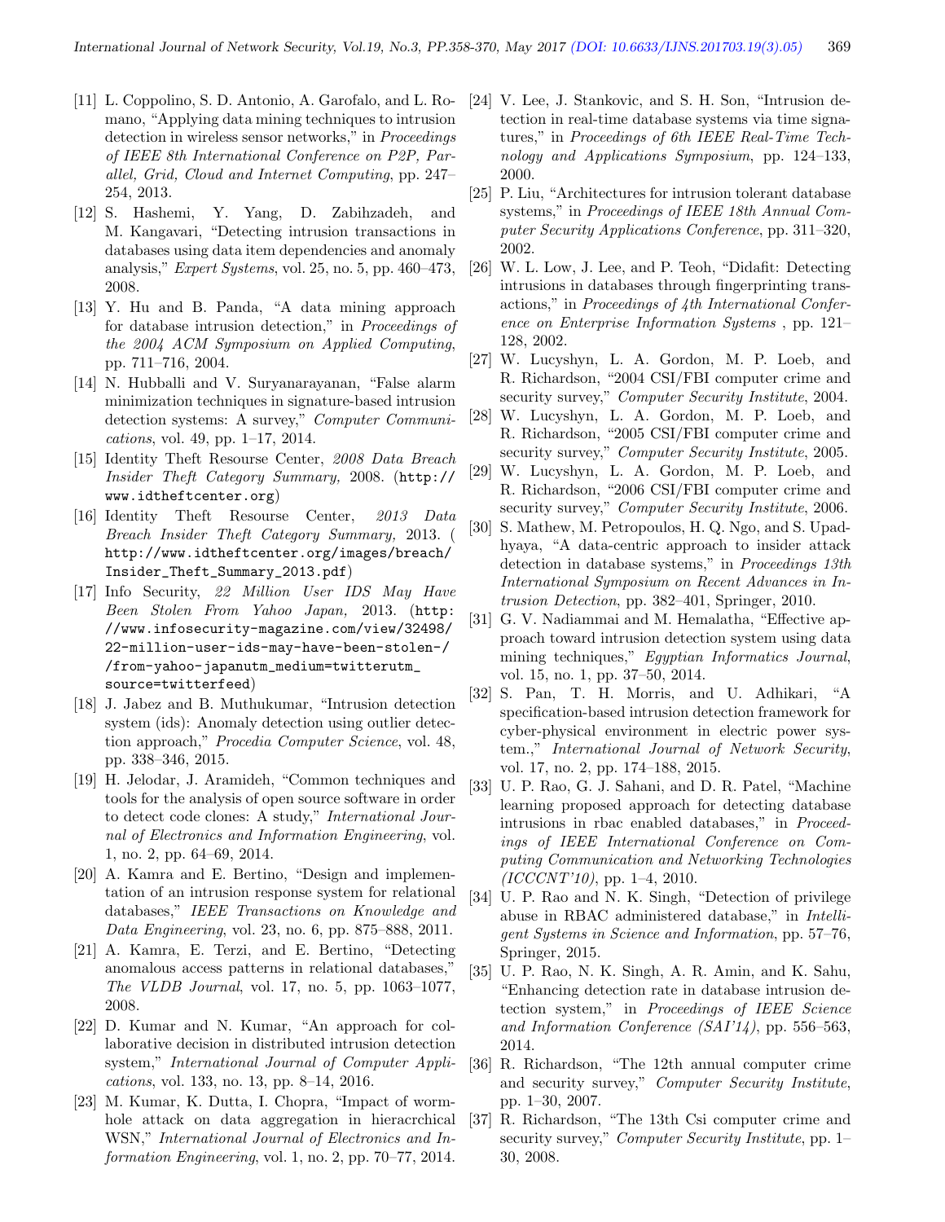[11] L. Coppolino, S. D. Antonio, A. Garofalo, and L. Romano, "Applying data mining techniques to intrusion detection in wireless sensor networks," in *Proceedings of IEEE 8th International Conference on P2P, Parallel, Grid, Cloud and Internet Computing*, pp. 247–254, 2013.

[12] S. Hashemi, Y. Yang, D. Zabihzadeh, and M. Kangavari, "Detecting intrusion transactions in databases using data item dependencies and anomaly analysis," *Expert Systems*, vol. 25, no. 5, pp. 460–473, 2008.

[13] Y. Hu and B. Panda, "A data mining approach for database intrusion detection," in *Proceedings of the 2004 ACM Symposium on Applied Computing*, pp. 711–716, 2004.

[14] N. Hubballi and V. Suryanarayanan, "False alarm minimization techniques in signature-based intrusion detection systems: A survey," *Computer Communications*, vol. 49, pp. 1–17, 2014.

[15] Identity Theft Resourse Center, *2008 Data Breach Insider Theft Category Summary,* 2008. (http://www.idtheftcenter.org)

[16] Identity Theft Resourse Center, *2013 Data Breach Insider Theft Category Summary,* 2013. ( http://www.idtheftcenter.org/images/breach/Insider_Theft_Summary_2013.pdf)

[17] Info Security, *22 Million User IDS May Have Been Stolen From Yahoo Japan,* 2013. (http://www.infosecurity-magazine.com/view/32498/22-million-user-ids-may-have-been-stolen-//from-yahoo-japanutm_medium=twitterutm_source=twitterfeed)

[18] J. Jabez and B. Muthukumar, "Intrusion detection system (ids): Anomaly detection using outlier detection approach," *Procedia Computer Science*, vol. 48, pp. 338–346, 2015.

[19] H. Jelodar, J. Aramideh, "Common techniques and tools for the analysis of open source software in order to detect code clones: A study," *International Journal of Electronics and Information Engineering*, vol. 1, no. 2, pp. 64–69, 2014.

[20] A. Kamra and E. Bertino, "Design and implementation of an intrusion response system for relational databases," *IEEE Transactions on Knowledge and Data Engineering*, vol. 23, no. 6, pp. 875–888, 2011.

[21] A. Kamra, E. Terzi, and E. Bertino, "Detecting anomalous access patterns in relational databases," *The VLDB Journal*, vol. 17, no. 5, pp. 1063–1077, 2008.

[22] D. Kumar and N. Kumar, "An approach for collaborative decision in distributed intrusion detection system," *International Journal of Computer Applications*, vol. 133, no. 13, pp. 8–14, 2016.

[23] M. Kumar, K. Dutta, I. Chopra, "Impact of wormhole attack on data aggregation in hieracrchical WSN," *International Journal of Electronics and Information Engineering*, vol. 1, no. 2, pp. 70–77, 2014.

[24] V. Lee, J. Stankovic, and S. H. Son, "Intrusion detection in real-time database systems via time signatures," in *Proceedings of 6th IEEE Real-Time Technology and Applications Symposium*, pp. 124–133, 2000.

[25] P. Liu, "Architectures for intrusion tolerant database systems," in *Proceedings of IEEE 18th Annual Computer Security Applications Conference*, pp. 311–320, 2002.

[26] W. L. Low, J. Lee, and P. Teoh, "Didafit: Detecting intrusions in databases through fingerprinting transactions," in *Proceedings of 4th International Conference on Enterprise Information Systems* , pp. 121–128, 2002.

[27] W. Lucyshyn, L. A. Gordon, M. P. Loeb, and R. Richardson, "2004 CSI/FBI computer crime and security survey," *Computer Security Institute*, 2004.

[28] W. Lucyshyn, L. A. Gordon, M. P. Loeb, and R. Richardson, "2005 CSI/FBI computer crime and security survey," *Computer Security Institute*, 2005.

[29] W. Lucyshyn, L. A. Gordon, M. P. Loeb, and R. Richardson, "2006 CSI/FBI computer crime and security survey," *Computer Security Institute*, 2006.

[30] S. Mathew, M. Petropoulos, H. Q. Ngo, and S. Upadhyaya, "A data-centric approach to insider attack detection in database systems," in *Proceedings 13th International Symposium on Recent Advances in Intrusion Detection*, pp. 382–401, Springer, 2010.

[31] G. V. Nadiammai and M. Hemalatha, "Effective approach toward intrusion detection system using data mining techniques," *Egyptian Informatics Journal*, vol. 15, no. 1, pp. 37–50, 2014.

[32] S. Pan, T. H. Morris, and U. Adhikari, "A specification-based intrusion detection framework for cyber-physical environment in electric power system.," *International Journal of Network Security*, vol. 17, no. 2, pp. 174–188, 2015.

[33] U. P. Rao, G. J. Sahani, and D. R. Patel, "Machine learning proposed approach for detecting database intrusions in rbac enabled databases," in *Proceedings of IEEE International Conference on Computing Communication and Networking Technologies (ICCCNT'10)*, pp. 1–4, 2010.

[34] U. P. Rao and N. K. Singh, "Detection of privilege abuse in RBAC administered database," in *Intelligent Systems in Science and Information*, pp. 57–76, Springer, 2015.

[35] U. P. Rao, N. K. Singh, A. R. Amin, and K. Sahu, "Enhancing detection rate in database intrusion detection system," in *Proceedings of IEEE Science and Information Conference (SAI'14)*, pp. 556–563, 2014.

[36] R. Richardson, "The 12th annual computer crime and security survey," *Computer Security Institute*, pp. 1–30, 2007.

[37] R. Richardson, "The 13th Csi computer crime and security survey," *Computer Security Institute*, pp. 1–30, 2008.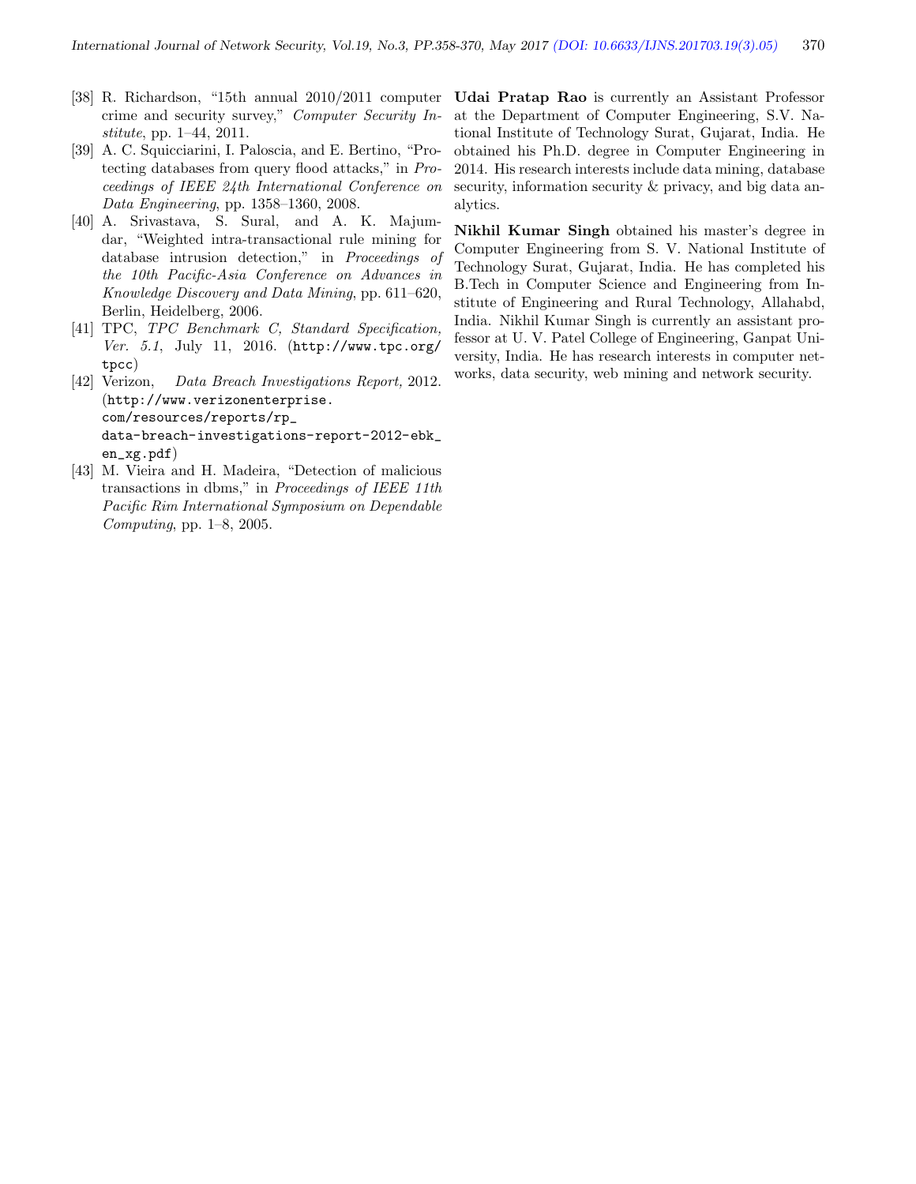[38] R. Richardson, "15th annual 2010/2011 computer crime and security survey," *Computer Security Institute*, pp. 1–44, 2011.

[39] A. C. Squicciarini, I. Paloscia, and E. Bertino, "Protecting databases from query flood attacks," in *Proceedings of IEEE 24th International Conference on Data Engineering*, pp. 1358–1360, 2008.

[40] A. Srivastava, S. Sural, and A. K. Majumdar, "Weighted intra-transactional rule mining for database intrusion detection," in *Proceedings of the 10th Pacific-Asia Conference on Advances in Knowledge Discovery and Data Mining*, pp. 611–620, Berlin, Heidelberg, 2006.

[41] TPC, *TPC Benchmark C, Standard Specification, Ver. 5.1*, July 11, 2016. (`http://www.tpc.org/tpcc`)

[42] Verizon, *Data Breach Investigations Report,* 2012. (`http://www.verizonenterprise.com/resources/reports/rp_data-breach-investigations-report-2012-ebk_en_xg.pdf`)

[43] M. Vieira and H. Madeira, "Detection of malicious transactions in dbms," in *Proceedings of IEEE 11th Pacific Rim International Symposium on Dependable Computing*, pp. 1–8, 2005.

**Udai Pratap Rao** is currently an Assistant Professor at the Department of Computer Engineering, S.V. National Institute of Technology Surat, Gujarat, India. He obtained his Ph.D. degree in Computer Engineering in 2014. His research interests include data mining, database security, information security & privacy, and big data analytics.

**Nikhil Kumar Singh** obtained his master's degree in Computer Engineering from S. V. National Institute of Technology Surat, Gujarat, India. He has completed his B.Tech in Computer Science and Engineering from Institute of Engineering and Rural Technology, Allahabd, India. Nikhil Kumar Singh is currently an assistant professor at U. V. Patel College of Engineering, Ganpat University, India. He has research interests in computer networks, data security, web mining and network security.